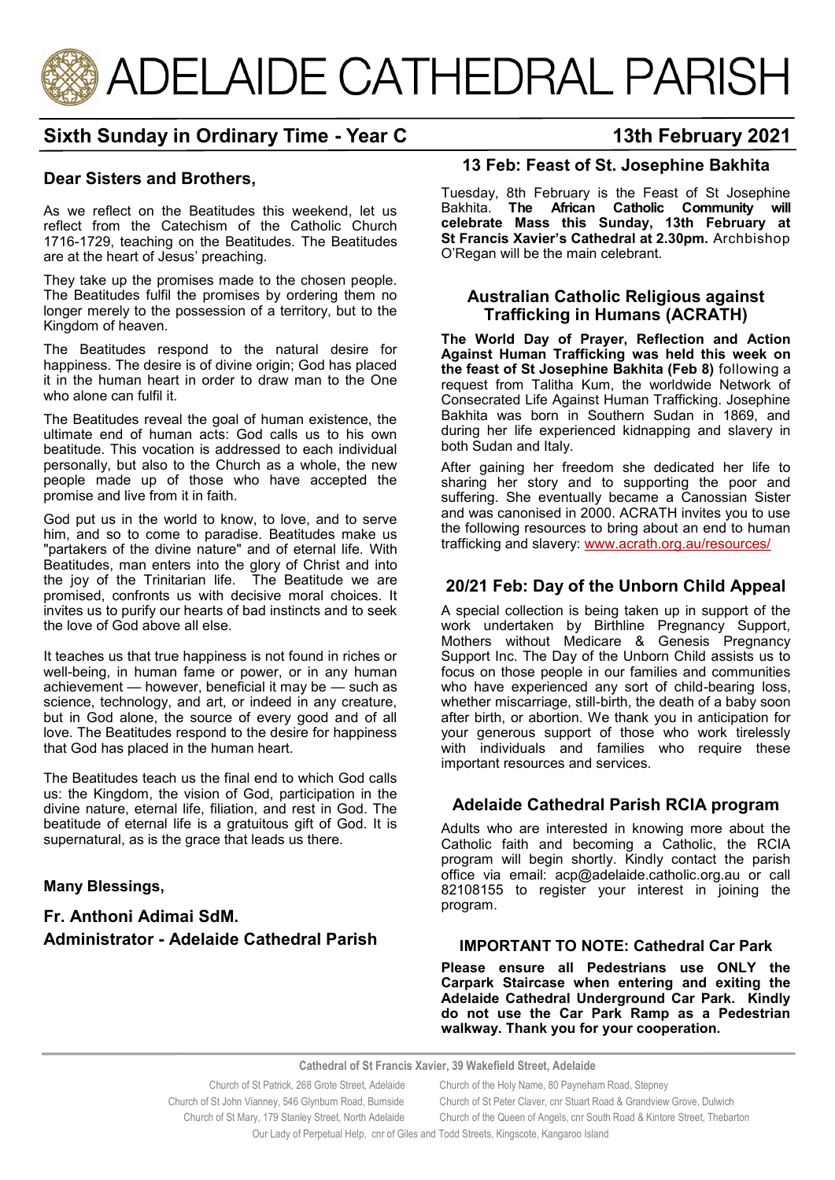# ADELAIDE CATHEDRAL PARISH

## Sixth Sunday in Ordinary Time - Year C

## 13th February 2021

### Dear Sisters and Brothers,

As we reflect on the Beatitudes this weekend, let us reflect from the Catechism of the Catholic Church 1716-1729, teaching on the Beatitudes. The Beatitudes are at the heart of Jesus' preaching.

They take up the promises made to the chosen people. The Beatitudes fulfil the promises by ordering them no longer merely to the possession of a territory, but to the Kingdom of heaven.

The Beatitudes respond to the natural desire for happiness. The desire is of divine origin; God has placed it in the human heart in order to draw man to the One who alone can fulfil it.

The Beatitudes reveal the goal of human existence, the ultimate end of human acts: God calls us to his own beatitude. This vocation is addressed to each individual personally, but also to the Church as a whole, the new people made up of those who have accepted the promise and live from it in faith.

God put us in the world to know, to love, and to serve him, and so to come to paradise. Beatitudes make us "partakers of the divine nature" and of eternal life. With Beatitudes, man enters into the glory of Christ and into the joy of the Trinitarian life. The Beatitude we are promised, confronts us with decisive moral choices. It invites us to purify our hearts of bad instincts and to seek the love of God above all else.

It teaches us that true happiness is not found in riches or well-being, in human fame or power, or in any human achievement — however, beneficial it may be — such as science, technology, and art, or indeed in any creature, but in God alone, the source of every good and of all love. The Beatitudes respond to the desire for happiness that God has placed in the human heart.

The Beatitudes teach us the final end to which God calls us: the Kingdom, the vision of God, participation in the divine nature, eternal life, filiation, and rest in God. The beatitude of eternal life is a gratuitous gift of God. It is supernatural, as is the grace that leads us there.

**Many Blessings,**

**Fr. Anthoni Adimai SdM.**
**Administrator - Adelaide Cathedral Parish**

### 13 Feb: Feast of St. Josephine Bakhita

Tuesday, 8th February is the Feast of St Josephine Bakhita. **The African Catholic Community will celebrate Mass this Sunday, 13th February at St Francis Xavier's Cathedral at 2.30pm.** Archbishop O'Regan will be the main celebrant.

### Australian Catholic Religious against Trafficking in Humans (ACRATH)

**The World Day of Prayer, Reflection and Action Against Human Trafficking was held this week on the feast of St Josephine Bakhita (Feb 8)** following a request from Talitha Kum, the worldwide Network of Consecrated Life Against Human Trafficking. Josephine Bakhita was born in Southern Sudan in 1869, and during her life experienced kidnapping and slavery in both Sudan and Italy.

After gaining her freedom she dedicated her life to sharing her story and to supporting the poor and suffering. She eventually became a Canossian Sister and was canonised in 2000. ACRATH invites you to use the following resources to bring about an end to human trafficking and slavery: www.acrath.org.au/resources/

### 20/21 Feb: Day of the Unborn Child Appeal

A special collection is being taken up in support of the work undertaken by Birthline Pregnancy Support, Mothers without Medicare & Genesis Pregnancy Support Inc. The Day of the Unborn Child assists us to focus on those people in our families and communities who have experienced any sort of child-bearing loss, whether miscarriage, still-birth, the death of a baby soon after birth, or abortion. We thank you in anticipation for your generous support of those who work tirelessly with individuals and families who require these important resources and services.

### Adelaide Cathedral Parish RCIA program

Adults who are interested in knowing more about the Catholic faith and becoming a Catholic, the RCIA program will begin shortly. Kindly contact the parish office via email: acp@adelaide.catholic.org.au or call 82108155 to register your interest in joining the program.

### IMPORTANT TO NOTE: Cathedral Car Park

**Please ensure all Pedestrians use ONLY the Carpark Staircase when entering and exiting the Adelaide Cathedral Underground Car Park. Kindly do not use the Car Park Ramp as a Pedestrian walkway. Thank you for your cooperation.**

**Cathedral of St Francis Xavier, 39 Wakefield Street, Adelaide**

Church of St Patrick, 268 Grote Street, Adelaide
Church of the Holy Name, 80 Payneham Road, Stepney
Church of St John Vianney, 546 Glynburn Road, Burnside
Church of St Peter Claver, cnr Stuart Road & Grandview Grove, Dulwich
Church of St Mary, 179 Stanley Street, North Adelaide
Church of the Queen of Angels, cnr South Road & Kintore Street, Thebarton
Our Lady of Perpetual Help, cnr of Giles and Todd Streets, Kingscote, Kangaroo Island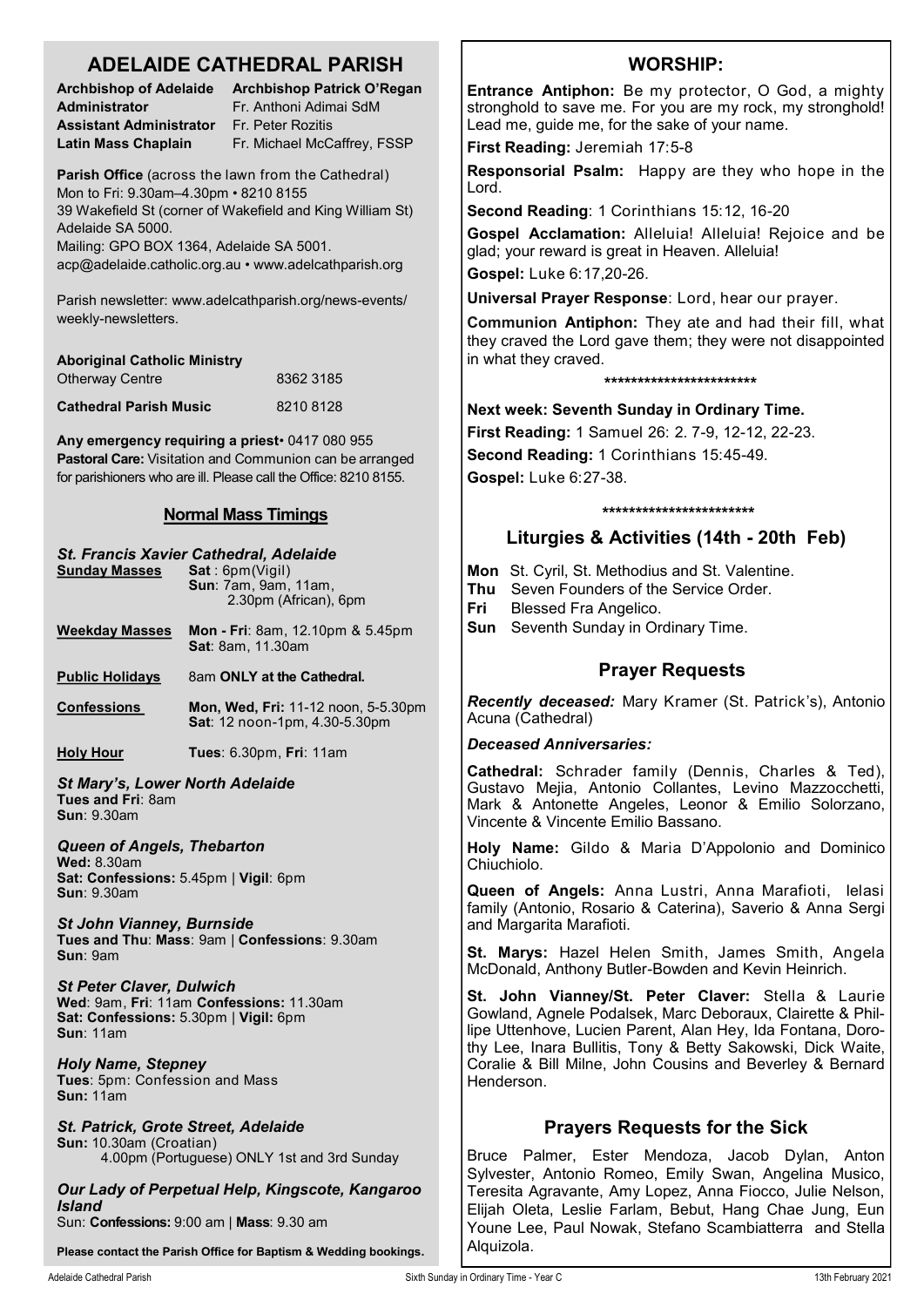# ADELAIDE CATHEDRAL PARISH

| | |
|---|---|
| **Archbishop of Adelaide** | **Archbishop Patrick O'Regan** |
| **Administrator** | Fr. Anthoni Adimai SdM |
| **Assistant Administrator** | Fr. Peter Rozitis |
| **Latin Mass Chaplain** | Fr. Michael McCaffrey, FSSP |

**Parish Office** (across the lawn from the Cathedral)
Mon to Fri: 9.30am–4.30pm • 8210 8155
39 Wakefield St (corner of Wakefield and King William St)
Adelaide SA 5000.
Mailing: GPO BOX 1364, Adelaide SA 5001.
acp@adelaide.catholic.org.au • www.adelcathparish.org

Parish newsletter: www.adelcathparish.org/news-events/weekly-newsletters.

**Aboriginal Catholic Ministry**
Otherway Centre 8362 3185

**Cathedral Parish Music** 8210 8128

**Any emergency requiring a priest**• 0417 080 955
**Pastoral Care:** Visitation and Communion can be arranged for parishioners who are ill. Please call the Office: 8210 8155.

## Normal Mass Timings

### *St. Francis Xavier Cathedral, Adelaide*

**Sunday Masses** — **Sat** : 6pm(Vigil)
**Sun**: 7am, 9am, 11am, 2.30pm (African), 6pm

**Weekday Masses** — **Mon - Fri**: 8am, 12.10pm & 5.45pm
**Sat**: 8am, 11.30am

**Public Holidays** — 8am **ONLY at the Cathedral.**

**Confessions** — **Mon, Wed, Fri:** 11-12 noon, 5-5.30pm
**Sat**: 12 noon-1pm, 4.30-5.30pm

**Holy Hour** — **Tues**: 6.30pm, **Fri**: 11am

### *St Mary's, Lower North Adelaide*
**Tues and Fri**: 8am
**Sun**: 9.30am

### *Queen of Angels, Thebarton*
**Wed:** 8.30am
**Sat: Confessions:** 5.45pm | **Vigil**: 6pm
**Sun**: 9.30am

### *St John Vianney, Burnside*
**Tues and Thu**: **Mass**: 9am | **Confessions**: 9.30am
**Sun**: 9am

### *St Peter Claver, Dulwich*
**Wed**: 9am, **Fri**: 11am **Confessions:** 11.30am
**Sat: Confessions:** 5.30pm | **Vigil:** 6pm
**Sun**: 11am

### *Holy Name, Stepney*
**Tues**: 5pm: Confession and Mass
**Sun:** 11am

### *St. Patrick, Grote Street, Adelaide*
**Sun:** 10.30am (Croatian)
4.00pm (Portuguese) ONLY 1st and 3rd Sunday

### *Our Lady of Perpetual Help, Kingscote, Kangaroo Island*
Sun: **Confessions:** 9:00 am | **Mass**: 9.30 am

**Please contact the Parish Office for Baptism & Wedding bookings.**

## WORSHIP:

**Entrance Antiphon:** Be my protector, O God, a mighty stronghold to save me. For you are my rock, my stronghold! Lead me, guide me, for the sake of your name.

**First Reading:** Jeremiah 17:5-8

**Responsorial Psalm:** Happy are they who hope in the Lord.

**Second Reading**: 1 Corinthians 15:12, 16-20

**Gospel Acclamation:** Alleluia! Alleluia! Rejoice and be glad; your reward is great in Heaven. Alleluia!

**Gospel:** Luke 6:17,20-26.

**Universal Prayer Response**: Lord, hear our prayer.

**Communion Antiphon:** They ate and had their fill, what they craved the Lord gave them; they were not disappointed in what they craved.

***********************

**Next week: Seventh Sunday in Ordinary Time.**

**First Reading:** 1 Samuel 26: 2. 7-9, 12-12, 22-23.

**Second Reading:** 1 Corinthians 15:45-49.

**Gospel:** Luke 6:27-38.

***********************

## Liturgies & Activities (14th - 20th Feb)

**Mon** St. Cyril, St. Methodius and St. Valentine.
**Thu** Seven Founders of the Service Order.
**Fri** Blessed Fra Angelico.
**Sun** Seventh Sunday in Ordinary Time.

## Prayer Requests

***Recently deceased:*** Mary Kramer (St. Patrick's), Antonio Acuna (Cathedral)

***Deceased Anniversaries:***

**Cathedral:** Schrader family (Dennis, Charles & Ted), Gustavo Mejia, Antonio Collantes, Levino Mazzocchetti, Mark & Antonette Angeles, Leonor & Emilio Solorzano, Vincente & Vincente Emilio Bassano.

**Holy Name:** Gildo & Maria D'Appolonio and Dominico Chiuchiolo.

**Queen of Angels:** Anna Lustri, Anna Marafioti, Ielasi family (Antonio, Rosario & Caterina), Saverio & Anna Sergi and Margarita Marafioti.

**St. Marys:** Hazel Helen Smith, James Smith, Angela McDonald, Anthony Butler-Bowden and Kevin Heinrich.

**St. John Vianney/St. Peter Claver:** Stella & Laurie Gowland, Agnele Podalsek, Marc Deboraux, Clairette & Phillipe Uttenhove, Lucien Parent, Alan Hey, Ida Fontana, Dorothy Lee, Inara Bullitis, Tony & Betty Sakowski, Dick Waite, Coralie & Bill Milne, John Cousins and Beverley & Bernard Henderson.

## Prayers Requests for the Sick

Bruce Palmer, Ester Mendoza, Jacob Dylan, Anton Sylvester, Antonio Romeo, Emily Swan, Angelina Musico, Teresita Agravante, Amy Lopez, Anna Fiocco, Julie Nelson, Elijah Oleta, Leslie Farlam, Bebut, Hang Chae Jung, Eun Youne Lee, Paul Nowak, Stefano Scambiatterra and Stella Alquizola.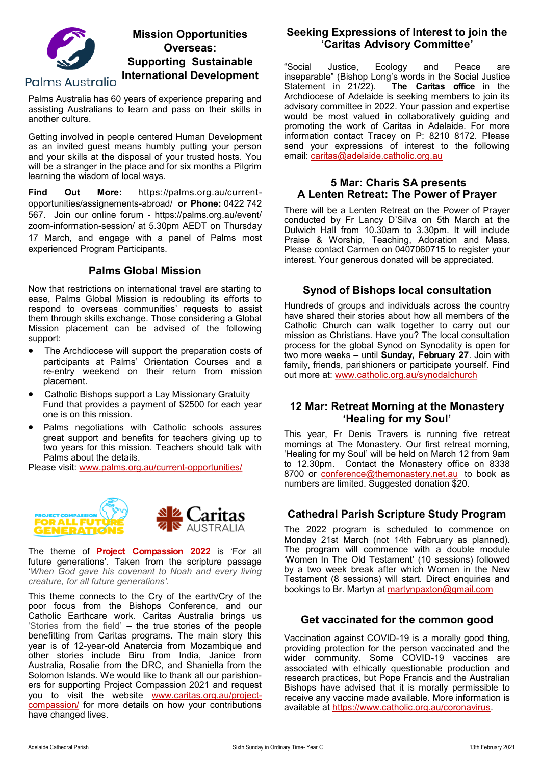## Mission Opportunities Overseas: Supporting Sustainable International Development

Palms Australia

Palms Australia has 60 years of experience preparing and assisting Australians to learn and pass on their skills in another culture.

Getting involved in people centered Human Development as an invited guest means humbly putting your person and your skills at the disposal of your trusted hosts. You will be a stranger in the place and for six months a Pilgrim learning the wisdom of local ways.

**Find Out More:** https://palms.org.au/current-opportunities/assignements-abroad/ **or Phone:** 0422 742 567. Join our online forum - https://palms.org.au/event/zoom-information-session/ at 5.30pm AEDT on Thursday 17 March, and engage with a panel of Palms most experienced Program Participants.

## Palms Global Mission

Now that restrictions on international travel are starting to ease, Palms Global Mission is redoubling its efforts to respond to overseas communities' requests to assist them through skills exchange. Those considering a Global Mission placement can be advised of the following support:

- The Archdiocese will support the preparation costs of participants at Palms' Orientation Courses and a re-entry weekend on their return from mission placement.
- Catholic Bishops support a Lay Missionary Gratuity Fund that provides a payment of $2500 for each year one is on this mission.
- Palms negotiations with Catholic schools assures great support and benefits for teachers giving up to two years for this mission. Teachers should talk with Palms about the details.

Please visit: www.palms.org.au/current-opportunities/

PROJECT COMPASSION FOR ALL FUTURE GENERATIONS — Caritas AUSTRALIA

The theme of **Project Compassion 2022** is 'For all future generations'. Taken from the scripture passage '*When God gave his covenant to Noah and every living creature, for all future generations'.*

This theme connects to the Cry of the earth/Cry of the poor focus from the Bishops Conference, and our Catholic Earthcare work. Caritas Australia brings us 'Stories from the field' – the true stories of the people benefitting from Caritas programs. The main story this year is of 12-year-old Anatercia from Mozambique and other stories include Biru from India, Janice from Australia, Rosalie from the DRC, and Shaniella from the Solomon Islands. We would like to thank all our parishioners for supporting Project Compassion 2021 and request you to visit the website www.caritas.org.au/project-compassion/ for more details on how your contributions have changed lives.

## Seeking Expressions of Interest to join the 'Caritas Advisory Committee'

"Social Justice, Ecology and Peace are inseparable" (Bishop Long's words in the Social Justice Statement in 21/22). **The Caritas office** in the Archdiocese of Adelaide is seeking members to join its advisory committee in 2022. Your passion and expertise would be most valued in collaboratively guiding and promoting the work of Caritas in Adelaide. For more information contact Tracey on P: 8210 8172. Please send your expressions of interest to the following email: caritas@adelaide.catholic.org.au

## 5 Mar: Charis SA presents A Lenten Retreat: The Power of Prayer

There will be a Lenten Retreat on the Power of Prayer conducted by Fr Lancy D'Silva on 5th March at the Dulwich Hall from 10.30am to 3.30pm. It will include Praise & Worship, Teaching, Adoration and Mass. Please contact Carmen on 0407060715 to register your interest. Your generous donated will be appreciated.

## Synod of Bishops local consultation

Hundreds of groups and individuals across the country have shared their stories about how all members of the Catholic Church can walk together to carry out our mission as Christians. Have you? The local consultation process for the global Synod on Synodality is open for two more weeks – until **Sunday, February 27**. Join with family, friends, parishioners or participate yourself. Find out more at: www.catholic.org.au/synodalchurch

## 12 Mar: Retreat Morning at the Monastery 'Healing for my Soul'

This year, Fr Denis Travers is running five retreat mornings at The Monastery. Our first retreat morning, 'Healing for my Soul' will be held on March 12 from 9am to 12.30pm. Contact the Monastery office on 8338 8700 or conference@themonastery.net.au to book as numbers are limited. Suggested donation $20.

## Cathedral Parish Scripture Study Program

The 2022 program is scheduled to commence on Monday 21st March (not 14th February as planned). The program will commence with a double module 'Women In The Old Testament' (10 sessions) followed by a two week break after which Women in the New Testament (8 sessions) will start. Direct enquiries and bookings to Br. Martyn at martynpaxton@gmail.com

## Get vaccinated for the common good

Vaccination against COVID-19 is a morally good thing, providing protection for the person vaccinated and the wider community. Some COVID-19 vaccines are associated with ethically questionable production and research practices, but Pope Francis and the Australian Bishops have advised that it is morally permissible to receive any vaccine made available. More information is available at https://www.catholic.org.au/coronavirus.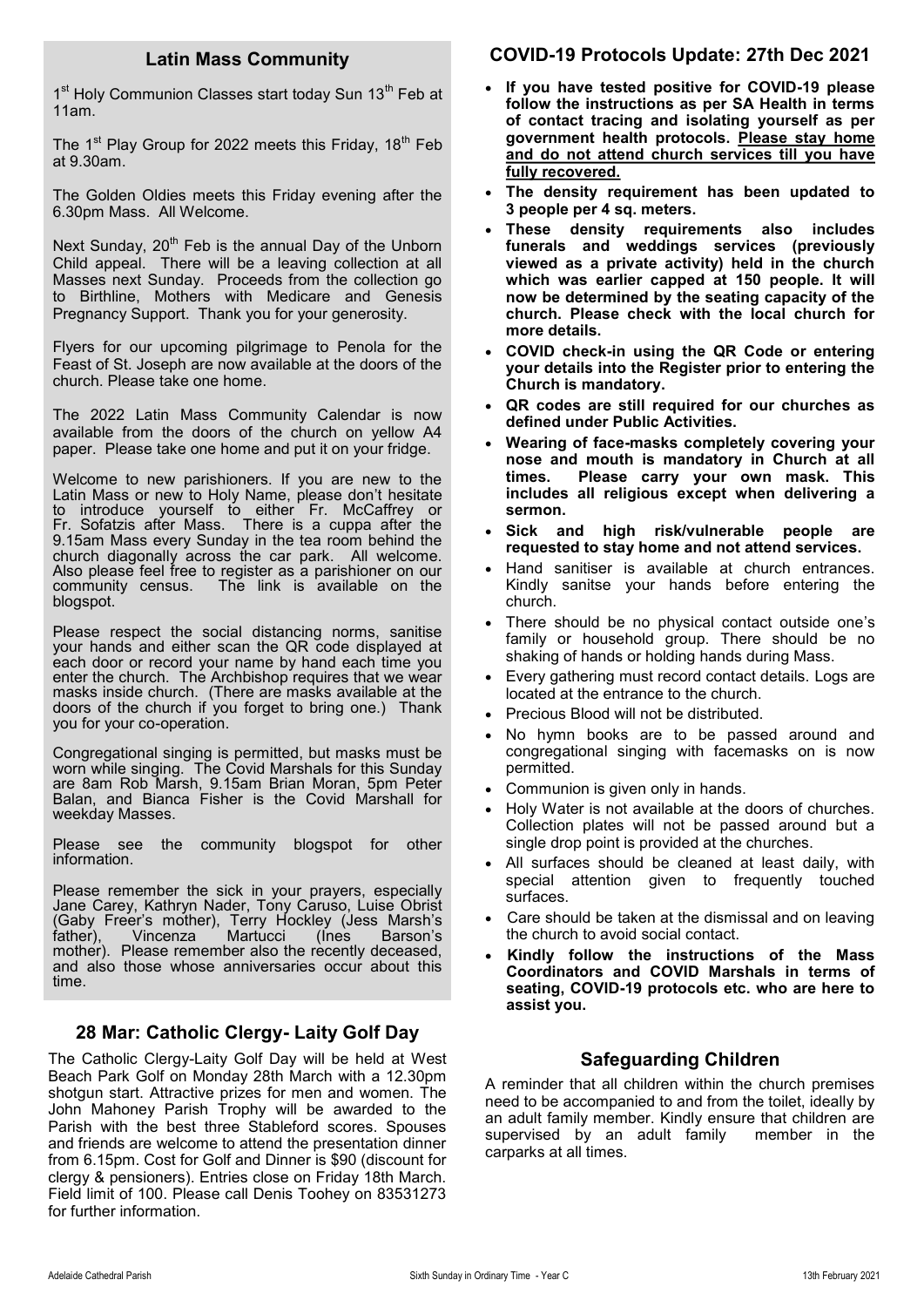## Latin Mass Community

1st Holy Communion Classes start today Sun 13th Feb at 11am.

The 1st Play Group for 2022 meets this Friday, 18th Feb at 9.30am.

The Golden Oldies meets this Friday evening after the 6.30pm Mass. All Welcome.

Next Sunday, 20th Feb is the annual Day of the Unborn Child appeal. There will be a leaving collection at all Masses next Sunday. Proceeds from the collection go to Birthline, Mothers with Medicare and Genesis Pregnancy Support. Thank you for your generosity.

Flyers for our upcoming pilgrimage to Penola for the Feast of St. Joseph are now available at the doors of the church. Please take one home.

The 2022 Latin Mass Community Calendar is now available from the doors of the church on yellow A4 paper. Please take one home and put it on your fridge.

Welcome to new parishioners. If you are new to the Latin Mass or new to Holy Name, please don't hesitate to introduce yourself to either Fr. McCaffrey or Fr. Sofatzis after Mass. There is a cuppa after the 9.15am Mass every Sunday in the tea room behind the church diagonally across the car park. All welcome. Also please feel free to register as a parishioner on our community census. The link is available on the blogspot.

Please respect the social distancing norms, sanitise your hands and either scan the QR code displayed at each door or record your name by hand each time you enter the church. The Archbishop requires that we wear masks inside church. (There are masks available at the doors of the church if you forget to bring one.) Thank you for your co-operation.

Congregational singing is permitted, but masks must be worn while singing. The Covid Marshals for this Sunday are 8am Rob Marsh, 9.15am Brian Moran, 5pm Peter Balan, and Bianca Fisher is the Covid Marshall for weekday Masses.

Please see the community blogspot for other information.

Please remember the sick in your prayers, especially Jane Carey, Kathryn Nader, Tony Caruso, Luise Obrist (Gaby Freer's mother), Terry Hockley (Jess Marsh's father), Vincenza Martucci (Ines Barson's mother). Please remember also the recently deceased, and also those whose anniversaries occur about this time.

## 28 Mar: Catholic Clergy- Laity Golf Day

The Catholic Clergy-Laity Golf Day will be held at West Beach Park Golf on Monday 28th March with a 12.30pm shotgun start. Attractive prizes for men and women. The John Mahoney Parish Trophy will be awarded to the Parish with the best three Stableford scores. Spouses and friends are welcome to attend the presentation dinner from 6.15pm. Cost for Golf and Dinner is $90 (discount for clergy & pensioners). Entries close on Friday 18th March. Field limit of 100. Please call Denis Toohey on 83531273 for further information.

## COVID-19 Protocols Update: 27th Dec 2021

- **If you have tested positive for COVID-19 please follow the instructions as per SA Health in terms of contact tracing and isolating yourself as per government health protocols. Please stay home and do not attend church services till you have fully recovered.**
- **The density requirement has been updated to 3 people per 4 sq. meters.**
- **These density requirements also includes funerals and weddings services (previously viewed as a private activity) held in the church which was earlier capped at 150 people. It will now be determined by the seating capacity of the church. Please check with the local church for more details.**
- **COVID check-in using the QR Code or entering your details into the Register prior to entering the Church is mandatory.**
- **QR codes are still required for our churches as defined under Public Activities.**
- **Wearing of face-masks completely covering your nose and mouth is mandatory in Church at all times. Please carry your own mask. This includes all religious except when delivering a sermon.**
- **Sick and high risk/vulnerable people are requested to stay home and not attend services.**
- Hand sanitiser is available at church entrances. Kindly sanitse your hands before entering the church.
- There should be no physical contact outside one's family or household group. There should be no shaking of hands or holding hands during Mass.
- Every gathering must record contact details. Logs are located at the entrance to the church.
- Precious Blood will not be distributed.
- No hymn books are to be passed around and congregational singing with facemasks on is now permitted.
- Communion is given only in hands.
- Holy Water is not available at the doors of churches. Collection plates will not be passed around but a single drop point is provided at the churches.
- All surfaces should be cleaned at least daily, with special attention given to frequently touched surfaces.
- Care should be taken at the dismissal and on leaving the church to avoid social contact.
- **Kindly follow the instructions of the Mass Coordinators and COVID Marshals in terms of seating, COVID-19 protocols etc. who are here to assist you.**

## Safeguarding Children

A reminder that all children within the church premises need to be accompanied to and from the toilet, ideally by an adult family member. Kindly ensure that children are supervised by an adult family member in the carparks at all times.